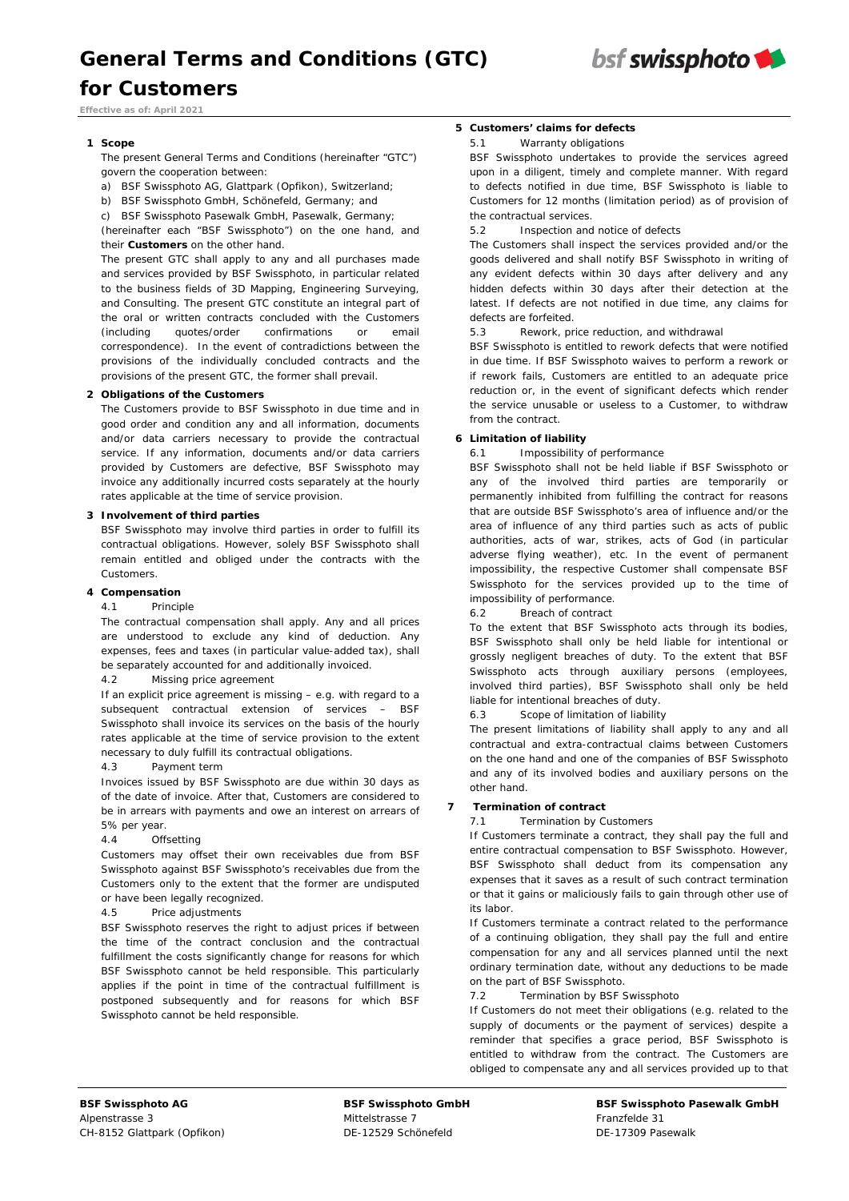# General Terms and Conditions (GTC) for Customers

**Effective as of: April 2021**

## 1 Scope

The present General Terms and Conditions (hereinafter "GTC") govern the cooperation between:

a) BSF Swissphoto AG, Glattpark (Opfikon), Switzerland;

b) BSF Swissphoto GmbH, Schönefeld, Germany; and

c) BSF Swissphoto Pasewalk GmbH, Pasewalk, Germany;

(hereinafter each "BSF Swissphoto") on the one hand, and their **Customers** on the other hand.

The present GTC shall apply to any and all purchases made and services provided by BSF Swissphoto, in particular related to the business fields of 3D Mapping, Engineering Surveying, and Consulting. The present GTC constitute an integral part of the oral or written contracts concluded with the Customers (including quotes/order confirmations or email correspondence). In the event of contradictions between the provisions of the individually concluded contracts and the provisions of the present GTC, the former shall prevail.

## 2 Obligations of the Customers

The Customers provide to BSF Swissphoto in due time and in good order and condition any and all information, documents and/or data carriers necessary to provide the contractual service. If any information, documents and/or data carriers provided by Customers are defective, BSF Swissphoto may invoice any additionally incurred costs separately at the hourly rates applicable at the time of service provision.

## 3 Involvement of third parties

BSF Swissphoto may involve third parties in order to fulfill its contractual obligations. However, solely BSF Swissphoto shall remain entitled and obliged under the contracts with the Customers.

## 4 Compensation

### 4.1 Principle

The contractual compensation shall apply. Any and all prices are understood to exclude any kind of deduction. Any expenses, fees and taxes (in particular value-added tax), shall be separately accounted for and additionally invoiced.

### 4.2 Missing price agreement

If an explicit price agreement is missing – e.g. with regard to a subsequent contractual extension of services – BSF Swissphoto shall invoice its services on the basis of the hourly rates applicable at the time of service provision to the extent necessary to duly fulfill its contractual obligations.

### 4.3 Payment term

Invoices issued by BSF Swissphoto are due within 30 days as of the date of invoice. After that, Customers are considered to be in arrears with payments and owe an interest on arrears of 5% per year.

### 4.4 Offsetting

Customers may offset their own receivables due from BSF Swissphoto against BSF Swissphoto's receivables due from the Customers only to the extent that the former are undisputed or have been legally recognized.

### 4.5 Price adjustments

BSF Swissphoto reserves the right to adjust prices if between the time of the contract conclusion and the contractual fulfillment the costs significantly change for reasons for which BSF Swissphoto cannot be held responsible. This particularly applies if the point in time of the contractual fulfillment is postponed subsequently and for reasons for which BSF Swissphoto cannot be held responsible.

## 5 Customers' claims for defects

### 5.1 Warranty obligations

BSF Swissphoto undertakes to provide the services agreed upon in a diligent, timely and complete manner. With regard to defects notified in due time, BSF Swissphoto is liable to Customers for 12 months (limitation period) as of provision of the contractual services.

### 5.2 Inspection and notice of defects

The Customers shall inspect the services provided and/or the goods delivered and shall notify BSF Swissphoto in writing of any evident defects within 30 days after delivery and any hidden defects within 30 days after their detection at the latest. If defects are not notified in due time, any claims for defects are forfeited.

### 5.3 Rework, price reduction, and withdrawal

BSF Swissphoto is entitled to rework defects that were notified in due time. If BSF Swissphoto waives to perform a rework or if rework fails, Customers are entitled to an adequate price reduction or, in the event of significant defects which render the service unusable or useless to a Customer, to withdraw from the contract.

## 6 Limitation of liability

### 6.1 Impossibility of performance

BSF Swissphoto shall not be held liable if BSF Swissphoto or any of the involved third parties are temporarily or permanently inhibited from fulfilling the contract for reasons that are outside BSF Swissphoto's area of influence and/or the area of influence of any third parties such as acts of public authorities, acts of war, strikes, acts of God (in particular adverse flying weather), etc. In the event of permanent impossibility, the respective Customer shall compensate BSF Swissphoto for the services provided up to the time of impossibility of performance.

### 6.2 Breach of contract

To the extent that BSF Swissphoto acts through its bodies, BSF Swissphoto shall only be held liable for intentional or grossly negligent breaches of duty. To the extent that BSF Swissphoto acts through auxiliary persons (employees, involved third parties), BSF Swissphoto shall only be held liable for intentional breaches of duty.

### 6.3 Scope of limitation of liability

The present limitations of liability shall apply to any and all contractual and extra-contractual claims between Customers on the one hand and one of the companies of BSF Swissphoto and any of its involved bodies and auxiliary persons on the other hand.

## 7 Termination of contract

### 7.1 Termination by Customers

If Customers terminate a contract, they shall pay the full and entire contractual compensation to BSF Swissphoto. However, BSF Swissphoto shall deduct from its compensation any expenses that it saves as a result of such contract termination or that it gains or maliciously fails to gain through other use of its labor.

If Customers terminate a contract related to the performance of a continuing obligation, they shall pay the full and entire compensation for any and all services planned until the next ordinary termination date, without any deductions to be made on the part of BSF Swissphoto.

### 7.2 Termination by BSF Swissphoto

If Customers do not meet their obligations (e.g. related to the supply of documents or the payment of services) despite a reminder that specifies a grace period, BSF Swissphoto is entitled to withdraw from the contract. The Customers are obliged to compensate any and all services provided up to that

**BSF Swissphoto AG**
Alpenstrasse 3
CH-8152 Glattpark (Opfikon)

**BSF Swissphoto GmbH**
Mittelstrasse 7
DE-12529 Schönefeld

**BSF Swissphoto Pasewalk GmbH**
Franzfelde 31
DE-17309 Pasewalk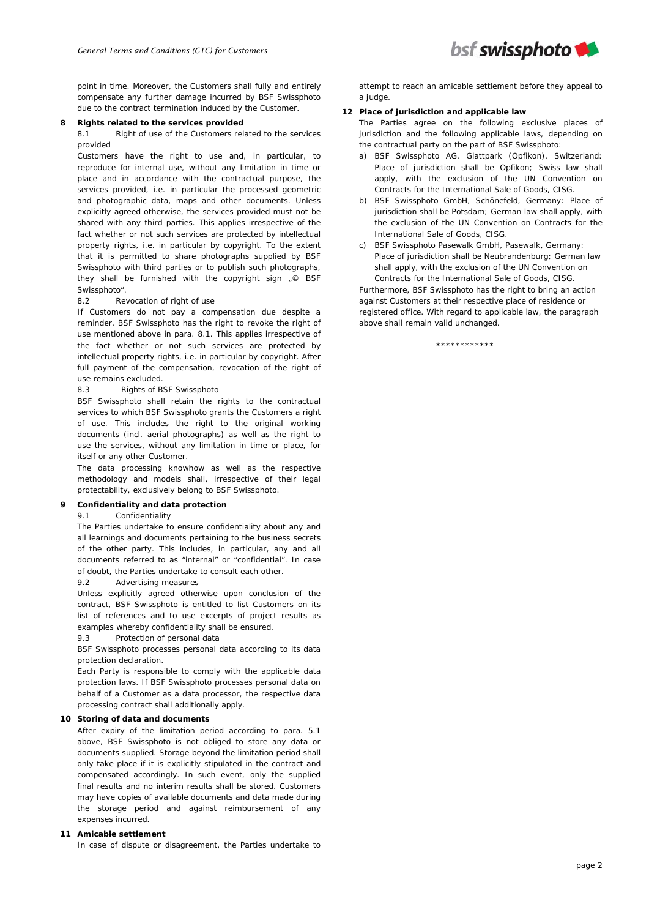point in time. Moreover, the Customers shall fully and entirely compensate any further damage incurred by BSF Swissphoto due to the contract termination induced by the Customer.

## 8 Rights related to the services provided

8.1 Right of use of the Customers related to the services provided

Customers have the right to use and, in particular, to reproduce for internal use, without any limitation in time or place and in accordance with the contractual purpose, the services provided, i.e. in particular the processed geometric and photographic data, maps and other documents. Unless explicitly agreed otherwise, the services provided must not be shared with any third parties. This applies irrespective of the fact whether or not such services are protected by intellectual property rights, i.e. in particular by copyright. To the extent that it is permitted to share photographs supplied by BSF Swissphoto with third parties or to publish such photographs, they shall be furnished with the copyright sign „© BSF Swissphoto".

8.2 Revocation of right of use

If Customers do not pay a compensation due despite a reminder, BSF Swissphoto has the right to revoke the right of use mentioned above in para. 8.1. This applies irrespective of the fact whether or not such services are protected by intellectual property rights, i.e. in particular by copyright. After full payment of the compensation, revocation of the right of use remains excluded.

8.3 Rights of BSF Swissphoto

BSF Swissphoto shall retain the rights to the contractual services to which BSF Swissphoto grants the Customers a right of use. This includes the right to the original working documents (incl. aerial photographs) as well as the right to use the services, without any limitation in time or place, for itself or any other Customer.

The data processing knowhow as well as the respective methodology and models shall, irrespective of their legal protectability, exclusively belong to BSF Swissphoto.

## 9 Confidentiality and data protection

9.1 Confidentiality

The Parties undertake to ensure confidentiality about any and all learnings and documents pertaining to the business secrets of the other party. This includes, in particular, any and all documents referred to as "internal" or "confidential". In case of doubt, the Parties undertake to consult each other.

9.2 Advertising measures

Unless explicitly agreed otherwise upon conclusion of the contract, BSF Swissphoto is entitled to list Customers on its list of references and to use excerpts of project results as examples whereby confidentiality shall be ensured.

9.3 Protection of personal data

BSF Swissphoto processes personal data according to its data protection declaration.

Each Party is responsible to comply with the applicable data protection laws. If BSF Swissphoto processes personal data on behalf of a Customer as a data processor, the respective data processing contract shall additionally apply.

## 10 Storing of data and documents

After expiry of the limitation period according to para. 5.1 above, BSF Swissphoto is not obliged to store any data or documents supplied. Storage beyond the limitation period shall only take place if it is explicitly stipulated in the contract and compensated accordingly. In such event, only the supplied final results and no interim results shall be stored. Customers may have copies of available documents and data made during the storage period and against reimbursement of any expenses incurred.

## 11 Amicable settlement

In case of dispute or disagreement, the Parties undertake to attempt to reach an amicable settlement before they appeal to a judge.

## 12 Place of jurisdiction and applicable law

The Parties agree on the following exclusive places of jurisdiction and the following applicable laws, depending on the contractual party on the part of BSF Swissphoto:

a) BSF Swissphoto AG, Glattpark (Opfikon), Switzerland: Place of jurisdiction shall be Opfikon; Swiss law shall apply, with the exclusion of the UN Convention on Contracts for the International Sale of Goods, CISG.
b) BSF Swissphoto GmbH, Schönefeld, Germany: Place of jurisdiction shall be Potsdam; German law shall apply, with the exclusion of the UN Convention on Contracts for the International Sale of Goods, CISG.
c) BSF Swissphoto Pasewalk GmbH, Pasewalk, Germany: Place of jurisdiction shall be Neubrandenburg; German law shall apply, with the exclusion of the UN Convention on Contracts for the International Sale of Goods, CISG.

Furthermore, BSF Swissphoto has the right to bring an action against Customers at their respective place of residence or registered office. With regard to applicable law, the paragraph above shall remain valid unchanged.

************